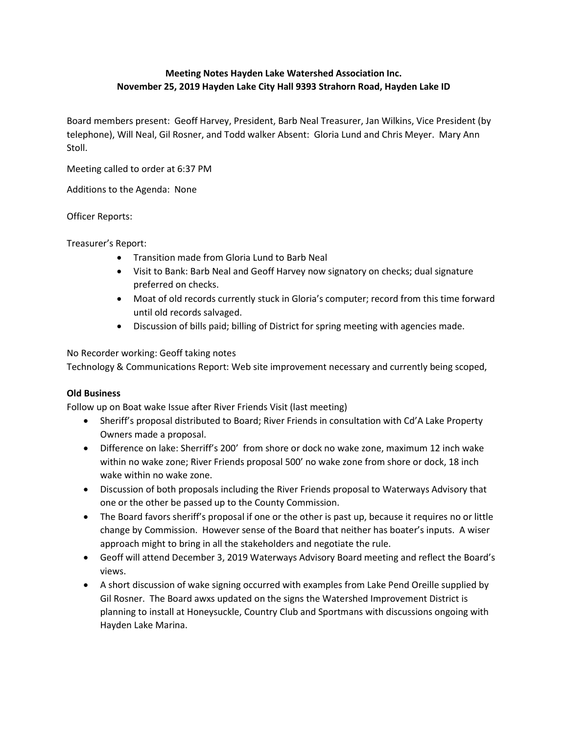**Meeting Notes Hayden Lake Watershed Association Inc.**
**November 25, 2019 Hayden Lake City Hall 9393 Strahorn Road, Hayden Lake ID**

Board members present: Geoff Harvey, President, Barb Neal Treasurer, Jan Wilkins, Vice President (by telephone), Will Neal, Gil Rosner, and Todd walker Absent: Gloria Lund and Chris Meyer. Mary Ann Stoll.

Meeting called to order at 6:37 PM

Additions to the Agenda: None

Officer Reports:

Treasurer's Report:

- Transition made from Gloria Lund to Barb Neal
- Visit to Bank: Barb Neal and Geoff Harvey now signatory on checks; dual signature preferred on checks.
- Moat of old records currently stuck in Gloria's computer; record from this time forward until old records salvaged.
- Discussion of bills paid; billing of District for spring meeting with agencies made.

No Recorder working: Geoff taking notes
Technology & Communications Report: Web site improvement necessary and currently being scoped,

**Old Business**

Follow up on Boat wake Issue after River Friends Visit (last meeting)

- Sheriff's proposal distributed to Board; River Friends in consultation with Cd'A Lake Property Owners made a proposal.
- Difference on lake: Sherriff's 200' from shore or dock no wake zone, maximum 12 inch wake within no wake zone; River Friends proposal 500' no wake zone from shore or dock, 18 inch wake within no wake zone.
- Discussion of both proposals including the River Friends proposal to Waterways Advisory that one or the other be passed up to the County Commission.
- The Board favors sheriff's proposal if one or the other is past up, because it requires no or little change by Commission. However sense of the Board that neither has boater's inputs. A wiser approach might to bring in all the stakeholders and negotiate the rule.
- Geoff will attend December 3, 2019 Waterways Advisory Board meeting and reflect the Board's views.
- A short discussion of wake signing occurred with examples from Lake Pend Oreille supplied by Gil Rosner. The Board awxs updated on the signs the Watershed Improvement District is planning to install at Honeysuckle, Country Club and Sportmans with discussions ongoing with Hayden Lake Marina.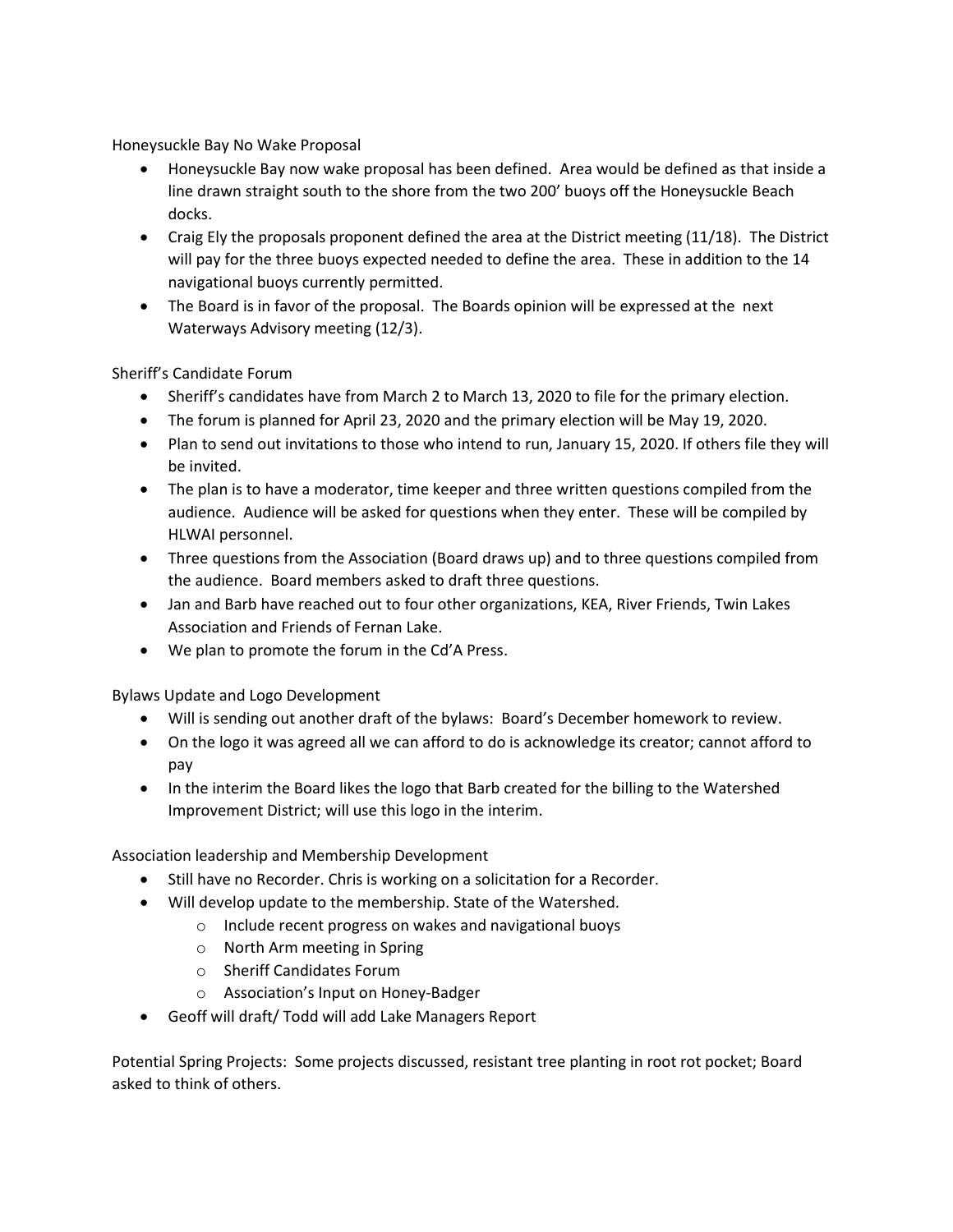Honeysuckle Bay No Wake Proposal

- Honeysuckle Bay now wake proposal has been defined. Area would be defined as that inside a line drawn straight south to the shore from the two 200' buoys off the Honeysuckle Beach docks.
- Craig Ely the proposals proponent defined the area at the District meeting (11/18). The District will pay for the three buoys expected needed to define the area. These in addition to the 14 navigational buoys currently permitted.
- The Board is in favor of the proposal. The Boards opinion will be expressed at the next Waterways Advisory meeting (12/3).

Sheriff's Candidate Forum

- Sheriff's candidates have from March 2 to March 13, 2020 to file for the primary election.
- The forum is planned for April 23, 2020 and the primary election will be May 19, 2020.
- Plan to send out invitations to those who intend to run, January 15, 2020. If others file they will be invited.
- The plan is to have a moderator, time keeper and three written questions compiled from the audience. Audience will be asked for questions when they enter. These will be compiled by HLWAI personnel.
- Three questions from the Association (Board draws up) and to three questions compiled from the audience. Board members asked to draft three questions.
- Jan and Barb have reached out to four other organizations, KEA, River Friends, Twin Lakes Association and Friends of Fernan Lake.
- We plan to promote the forum in the Cd'A Press.

Bylaws Update and Logo Development

- Will is sending out another draft of the bylaws: Board's December homework to review.
- On the logo it was agreed all we can afford to do is acknowledge its creator; cannot afford to pay
- In the interim the Board likes the logo that Barb created for the billing to the Watershed Improvement District; will use this logo in the interim.

Association leadership and Membership Development

- Still have no Recorder. Chris is working on a solicitation for a Recorder.
- Will develop update to the membership. State of the Watershed.
  - Include recent progress on wakes and navigational buoys
  - North Arm meeting in Spring
  - Sheriff Candidates Forum
  - Association's Input on Honey-Badger
- Geoff will draft/ Todd will add Lake Managers Report

Potential Spring Projects: Some projects discussed, resistant tree planting in root rot pocket; Board asked to think of others.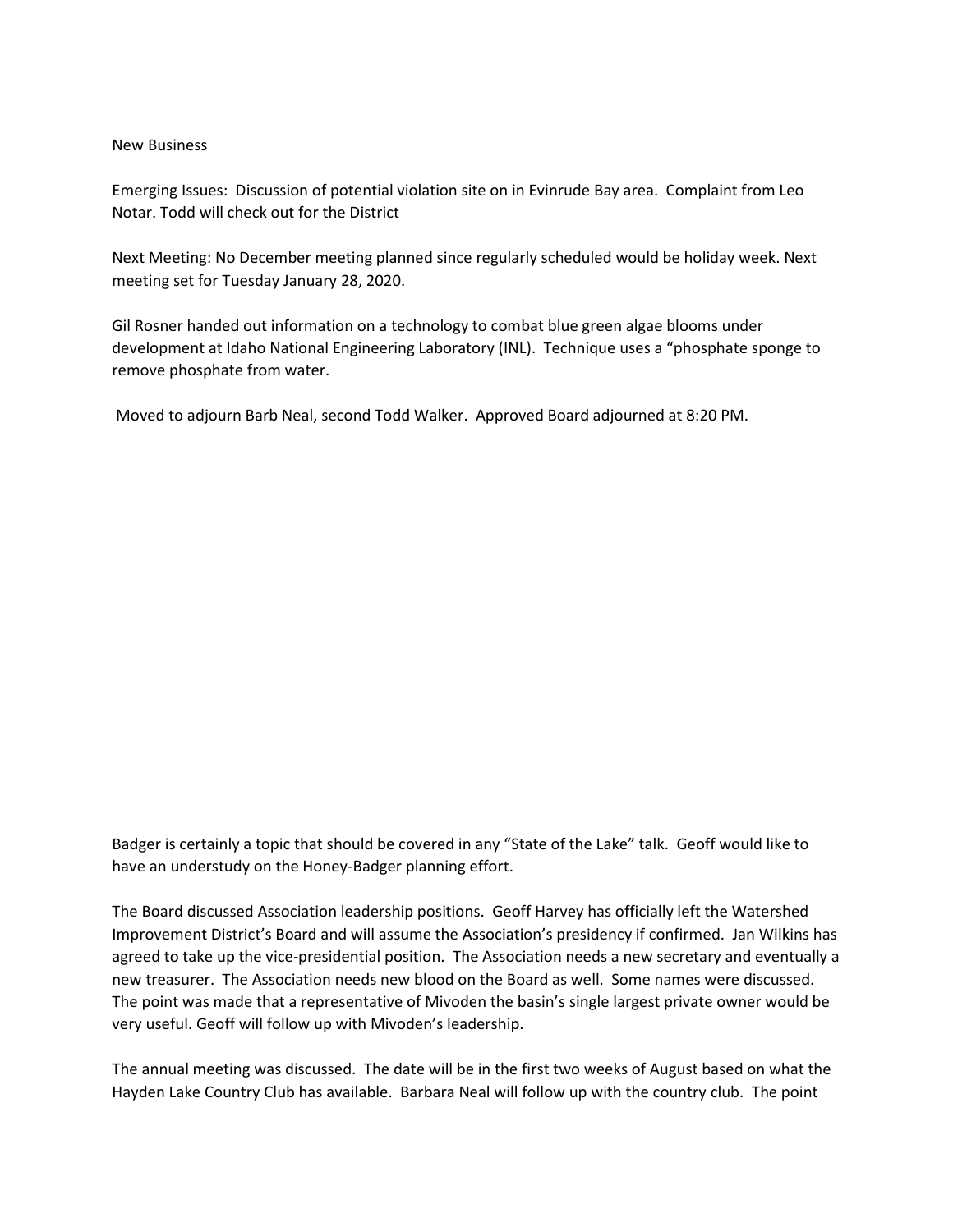New Business

Emerging Issues: Discussion of potential violation site on in Evinrude Bay area. Complaint from Leo Notar. Todd will check out for the District

Next Meeting: No December meeting planned since regularly scheduled would be holiday week. Next meeting set for Tuesday January 28, 2020.

Gil Rosner handed out information on a technology to combat blue green algae blooms under development at Idaho National Engineering Laboratory (INL). Technique uses a "phosphate sponge to remove phosphate from water.

Moved to adjourn Barb Neal, second Todd Walker. Approved Board adjourned at 8:20 PM.

Badger is certainly a topic that should be covered in any "State of the Lake" talk. Geoff would like to have an understudy on the Honey-Badger planning effort.

The Board discussed Association leadership positions. Geoff Harvey has officially left the Watershed Improvement District's Board and will assume the Association's presidency if confirmed. Jan Wilkins has agreed to take up the vice-presidential position. The Association needs a new secretary and eventually a new treasurer. The Association needs new blood on the Board as well. Some names were discussed. The point was made that a representative of Mivoden the basin's single largest private owner would be very useful. Geoff will follow up with Mivoden's leadership.

The annual meeting was discussed. The date will be in the first two weeks of August based on what the Hayden Lake Country Club has available. Barbara Neal will follow up with the country club. The point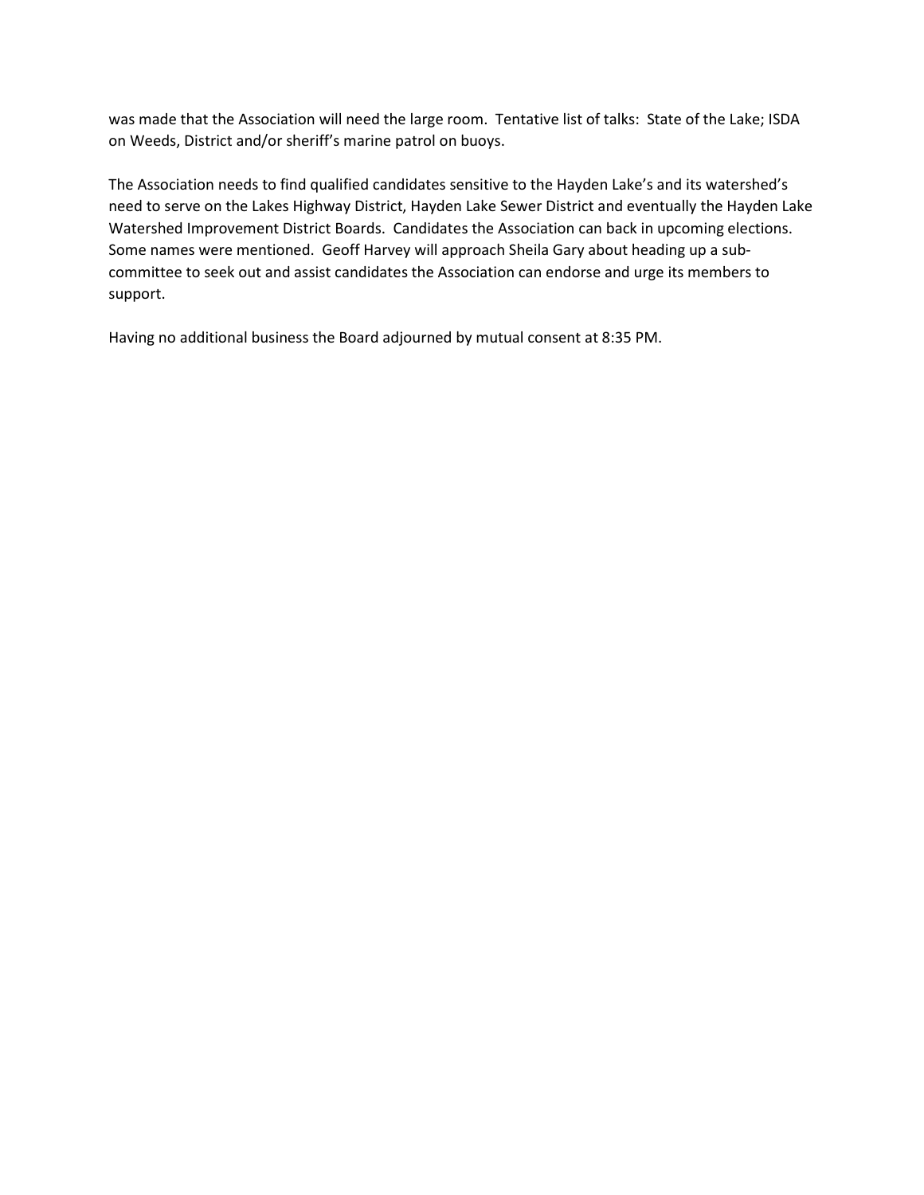was made that the Association will need the large room. Tentative list of talks: State of the Lake; ISDA on Weeds, District and/or sheriff's marine patrol on buoys.

The Association needs to find qualified candidates sensitive to the Hayden Lake's and its watershed's need to serve on the Lakes Highway District, Hayden Lake Sewer District and eventually the Hayden Lake Watershed Improvement District Boards. Candidates the Association can back in upcoming elections. Some names were mentioned. Geoff Harvey will approach Sheila Gary about heading up a sub-committee to seek out and assist candidates the Association can endorse and urge its members to support.

Having no additional business the Board adjourned by mutual consent at 8:35 PM.